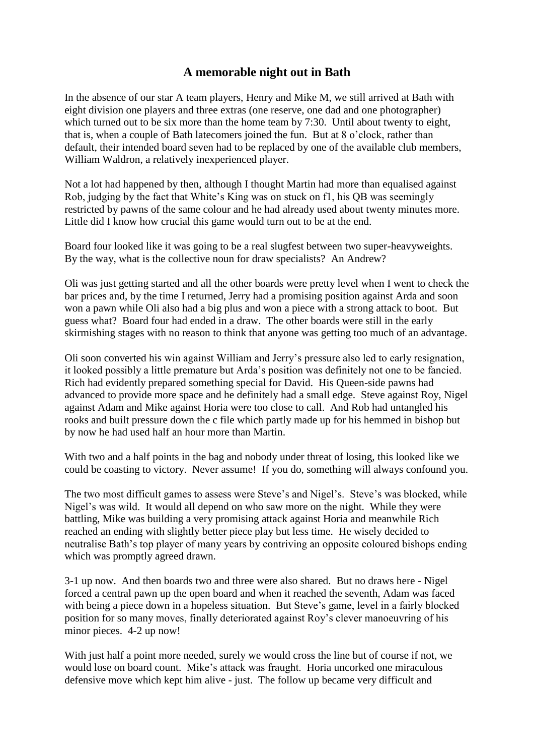## A memorable night out in Bath

In the absence of our star A team players, Henry and Mike M, we still arrived at Bath with eight division one players and three extras (one reserve, one dad and one photographer) which turned out to be six more than the home team by 7:30. Until about twenty to eight, that is, when a couple of Bath latecomers joined the fun. But at 8 o'clock, rather than default, their intended board seven had to be replaced by one of the available club members, William Waldron, a relatively inexperienced player.

Not a lot had happened by then, although I thought Martin had more than equalised against Rob, judging by the fact that White's King was on stuck on f1, his QB was seemingly restricted by pawns of the same colour and he had already used about twenty minutes more. Little did I know how crucial this game would turn out to be at the end.

Board four looked like it was going to be a real slugfest between two super-heavyweights. By the way, what is the collective noun for draw specialists? An Andrew?

Oli was just getting started and all the other boards were pretty level when I went to check the bar prices and, by the time I returned, Jerry had a promising position against Arda and soon won a pawn while Oli also had a big plus and won a piece with a strong attack to boot. But guess what? Board four had ended in a draw. The other boards were still in the early skirmishing stages with no reason to think that anyone was getting too much of an advantage.

Oli soon converted his win against William and Jerry's pressure also led to early resignation, it looked possibly a little premature but Arda's position was definitely not one to be fancied. Rich had evidently prepared something special for David. His Queen-side pawns had advanced to provide more space and he definitely had a small edge. Steve against Roy, Nigel against Adam and Mike against Horia were too close to call. And Rob had untangled his rooks and built pressure down the c file which partly made up for his hemmed in bishop but by now he had used half an hour more than Martin.

With two and a half points in the bag and nobody under threat of losing, this looked like we could be coasting to victory. Never assume! If you do, something will always confound you.

The two most difficult games to assess were Steve's and Nigel's. Steve's was blocked, while Nigel's was wild. It would all depend on who saw more on the night. While they were battling, Mike was building a very promising attack against Horia and meanwhile Rich reached an ending with slightly better piece play but less time. He wisely decided to neutralise Bath's top player of many years by contriving an opposite coloured bishops ending which was promptly agreed drawn.

3-1 up now. And then boards two and three were also shared. But no draws here - Nigel forced a central pawn up the open board and when it reached the seventh, Adam was faced with being a piece down in a hopeless situation. But Steve's game, level in a fairly blocked position for so many moves, finally deteriorated against Roy's clever manoeuvring of his minor pieces. 4-2 up now!

With just half a point more needed, surely we would cross the line but of course if not, we would lose on board count. Mike's attack was fraught. Horia uncorked one miraculous defensive move which kept him alive - just. The follow up became very difficult and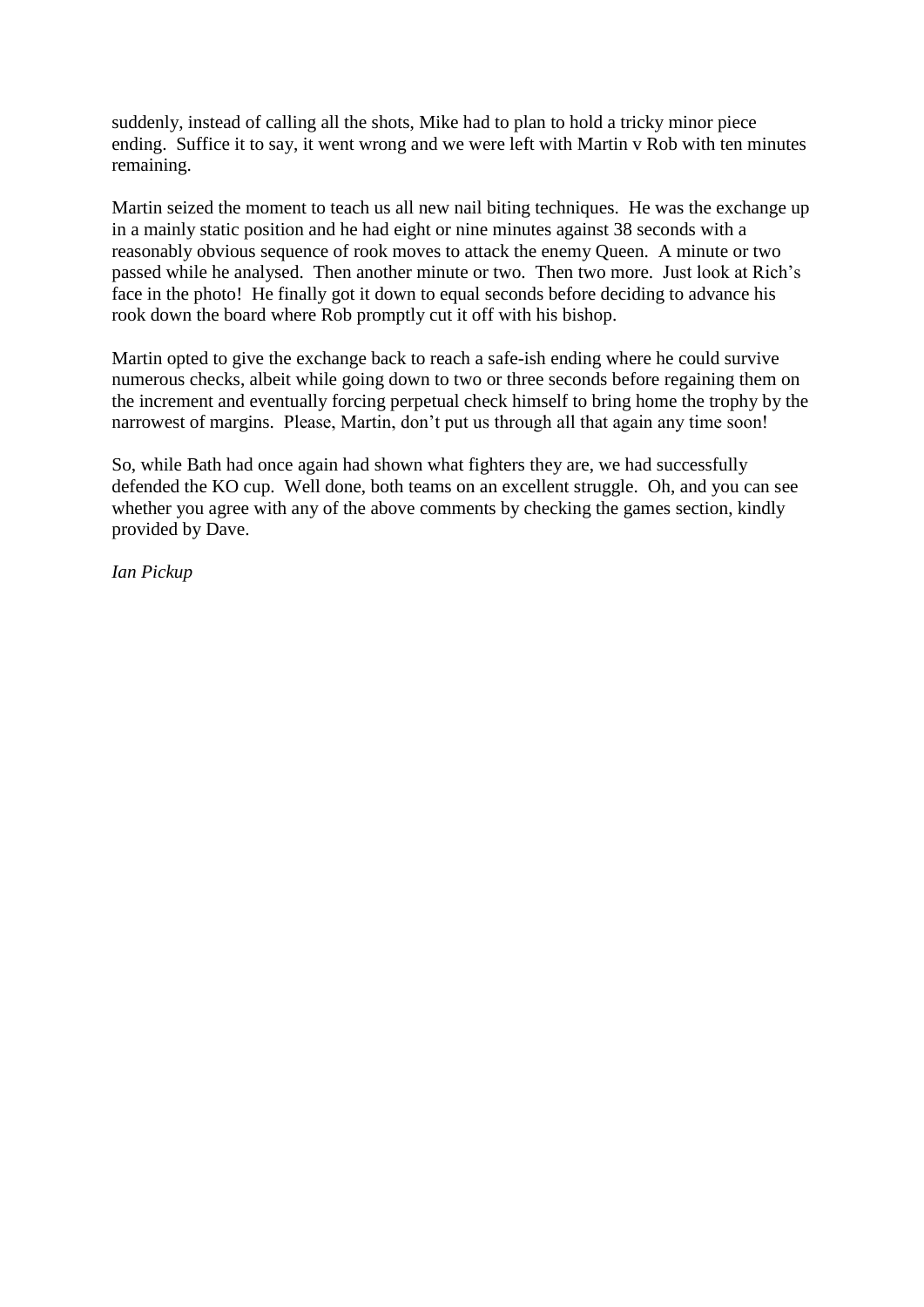suddenly, instead of calling all the shots, Mike had to plan to hold a tricky minor piece ending. Suffice it to say, it went wrong and we were left with Martin v Rob with ten minutes remaining.

Martin seized the moment to teach us all new nail biting techniques. He was the exchange up in a mainly static position and he had eight or nine minutes against 38 seconds with a reasonably obvious sequence of rook moves to attack the enemy Queen. A minute or two passed while he analysed. Then another minute or two. Then two more. Just look at Rich's face in the photo! He finally got it down to equal seconds before deciding to advance his rook down the board where Rob promptly cut it off with his bishop.

Martin opted to give the exchange back to reach a safe-ish ending where he could survive numerous checks, albeit while going down to two or three seconds before regaining them on the increment and eventually forcing perpetual check himself to bring home the trophy by the narrowest of margins. Please, Martin, don't put us through all that again any time soon!

So, while Bath had once again had shown what fighters they are, we had successfully defended the KO cup. Well done, both teams on an excellent struggle. Oh, and you can see whether you agree with any of the above comments by checking the games section, kindly provided by Dave.

*Ian Pickup*